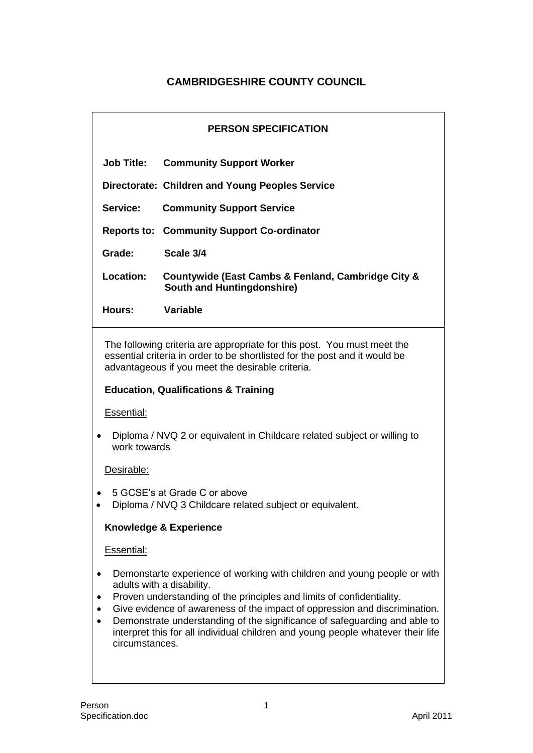# CAMBRIDGESHIRE COUNTY COUNCIL

## PERSON SPECIFICATION

**Job Title:** **Community Support Worker**

**Directorate:** **Children and Young Peoples Service**

**Service:** **Community Support Service**

**Reports to:** **Community Support Co-ordinator**

**Grade:** **Scale 3/4**

**Location:** **Countywide (East Cambs & Fenland, Cambridge City & South and Huntingdonshire)**

**Hours:** **Variable**

The following criteria are appropriate for this post. You must meet the essential criteria in order to be shortlisted for the post and it would be advantageous if you meet the desirable criteria.

### Education, Qualifications & Training

Essential:

- Diploma / NVQ 2 or equivalent in Childcare related subject or willing to work towards

Desirable:

- 5 GCSE's at Grade C or above
- Diploma / NVQ 3 Childcare related subject or equivalent.

### Knowledge & Experience

Essential:

- Demonstarte experience of working with children and young people or with adults with a disability.
- Proven understanding of the principles and limits of confidentiality.
- Give evidence of awareness of the impact of oppression and discrimination.
- Demonstrate understanding of the significance of safeguarding and able to interpret this for all individual children and young people whatever their life circumstances.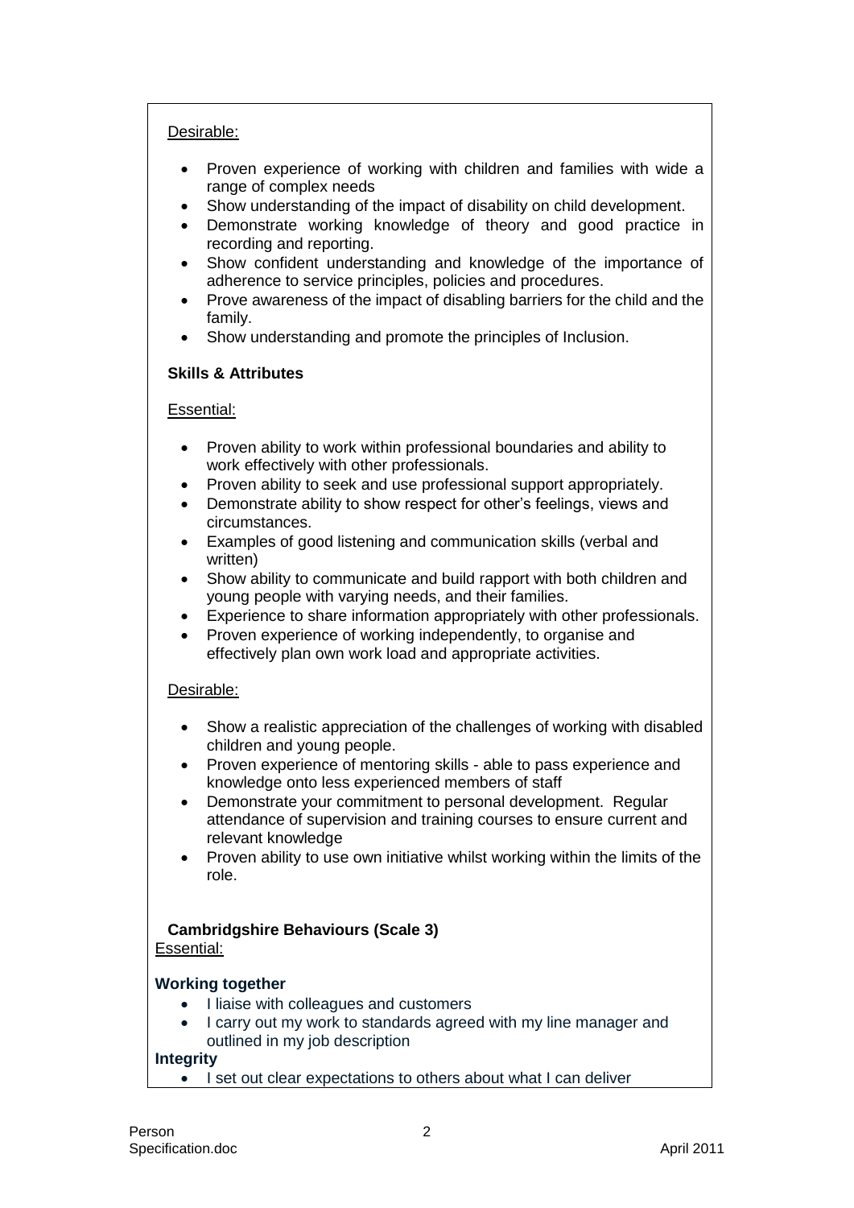Desirable:

- Proven experience of working with children and families with wide a range of complex needs
- Show understanding of the impact of disability on child development.
- Demonstrate working knowledge of theory and good practice in recording and reporting.
- Show confident understanding and knowledge of the importance of adherence to service principles, policies and procedures.
- Prove awareness of the impact of disabling barriers for the child and the family.
- Show understanding and promote the principles of Inclusion.

**Skills & Attributes**

Essential:

- Proven ability to work within professional boundaries and ability to work effectively with other professionals.
- Proven ability to seek and use professional support appropriately.
- Demonstrate ability to show respect for other's feelings, views and circumstances.
- Examples of good listening and communication skills (verbal and written)
- Show ability to communicate and build rapport with both children and young people with varying needs, and their families.
- Experience to share information appropriately with other professionals.
- Proven experience of working independently, to organise and effectively plan own work load and appropriate activities.

Desirable:

- Show a realistic appreciation of the challenges of working with disabled children and young people.
- Proven experience of mentoring skills - able to pass experience and knowledge onto less experienced members of staff
- Demonstrate your commitment to personal development. Regular attendance of supervision and training courses to ensure current and relevant knowledge
- Proven ability to use own initiative whilst working within the limits of the role.

**Cambridgeshire Behaviours (Scale 3)**

Essential:

**Working together**

- I liaise with colleagues and customers
- I carry out my work to standards agreed with my line manager and outlined in my job description

**Integrity**

- I set out clear expectations to others about what I can deliver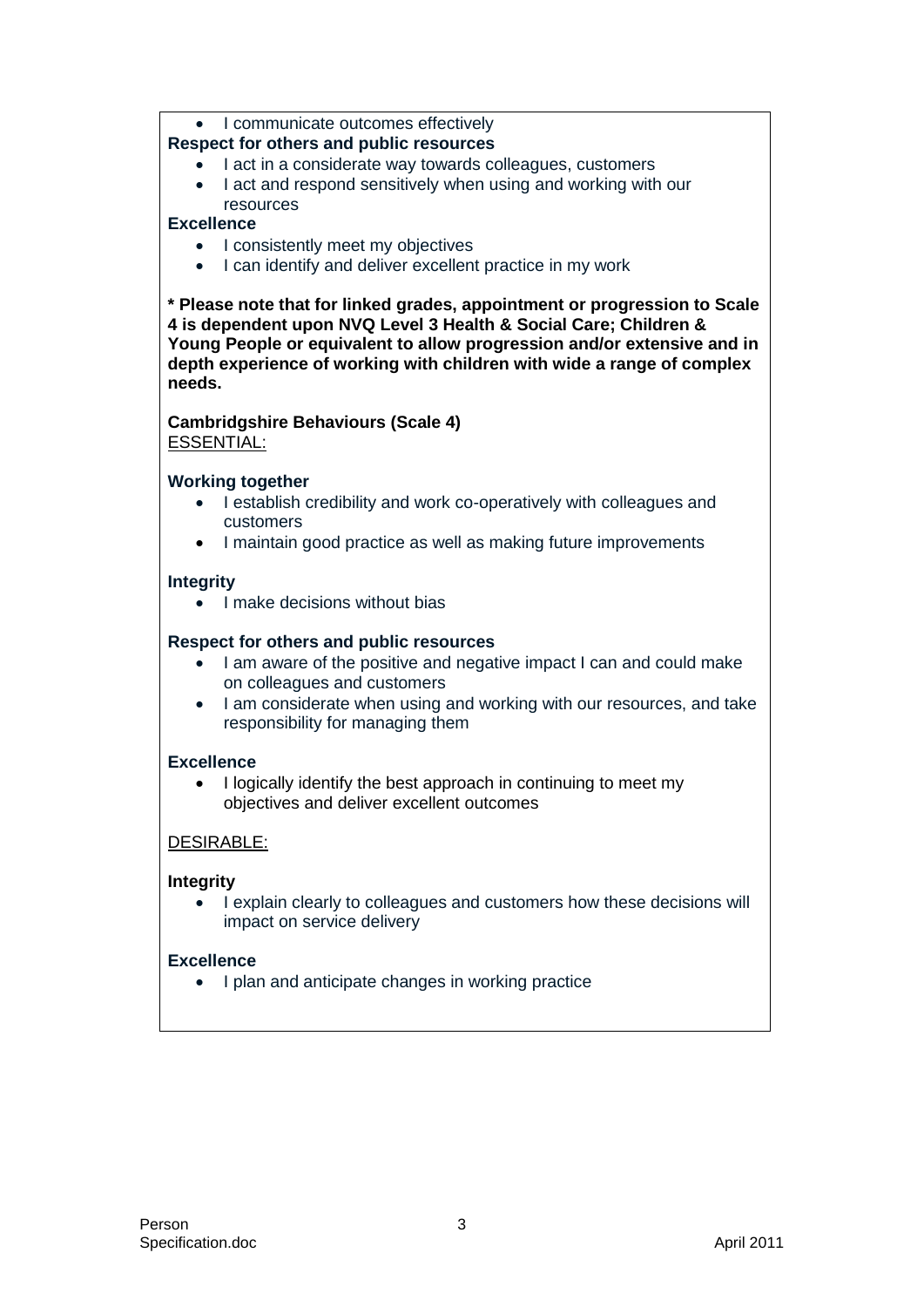- I communicate outcomes effectively

**Respect for others and public resources**

- I act in a considerate way towards colleagues, customers
- I act and respond sensitively when using and working with our resources

**Excellence**

- I consistently meet my objectives
- I can identify and deliver excellent practice in my work

**\* Please note that for linked grades, appointment or progression to Scale 4 is dependent upon NVQ Level 3 Health & Social Care; Children & Young People or equivalent to allow progression and/or extensive and in depth experience of working with children with wide a range of complex needs.**

**Cambridgshire Behaviours (Scale 4)**

<u>ESSENTIAL:</u>

**Working together**

- I establish credibility and work co-operatively with colleagues and customers
- I maintain good practice as well as making future improvements

**Integrity**

- I make decisions without bias

**Respect for others and public resources**

- I am aware of the positive and negative impact I can and could make on colleagues and customers
- I am considerate when using and working with our resources, and take responsibility for managing them

**Excellence**

- I logically identify the best approach in continuing to meet my objectives and deliver excellent outcomes

<u>DESIRABLE:</u>

**Integrity**

- I explain clearly to colleagues and customers how these decisions will impact on service delivery

**Excellence**

- I plan and anticipate changes in working practice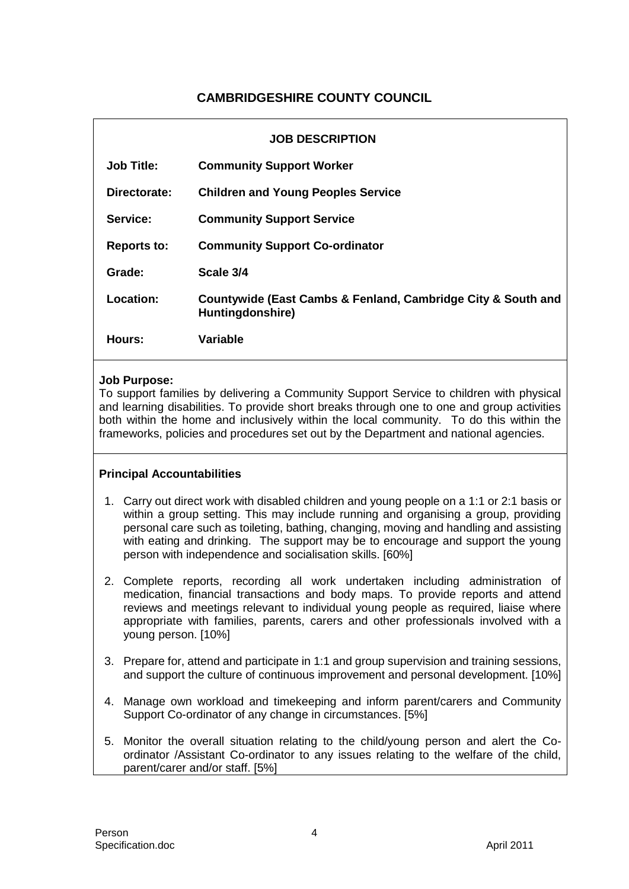# CAMBRIDGESHIRE COUNTY COUNCIL

## JOB DESCRIPTION

| | |
|---|---|
| **Job Title:** | **Community Support Worker** |
| **Directorate:** | **Children and Young Peoples Service** |
| **Service:** | **Community Support Service** |
| **Reports to:** | **Community Support Co-ordinator** |
| **Grade:** | **Scale 3/4** |
| **Location:** | **Countywide (East Cambs & Fenland, Cambridge City & South and Huntingdonshire)** |
| **Hours:** | **Variable** |

**Job Purpose:**
To support families by delivering a Community Support Service to children with physical and learning disabilities. To provide short breaks through one to one and group activities both within the home and inclusively within the local community. To do this within the frameworks, policies and procedures set out by the Department and national agencies.

**Principal Accountabilities**

1. Carry out direct work with disabled children and young people on a 1:1 or 2:1 basis or within a group setting. This may include running and organising a group, providing personal care such as toileting, bathing, changing, moving and handling and assisting with eating and drinking. The support may be to encourage and support the young person with independence and socialisation skills. [60%]
2. Complete reports, recording all work undertaken including administration of medication, financial transactions and body maps. To provide reports and attend reviews and meetings relevant to individual young people as required, liaise where appropriate with families, parents, carers and other professionals involved with a young person. [10%]
3. Prepare for, attend and participate in 1:1 and group supervision and training sessions, and support the culture of continuous improvement and personal development. [10%]
4. Manage own workload and timekeeping and inform parent/carers and Community Support Co-ordinator of any change in circumstances. [5%]
5. Monitor the overall situation relating to the child/young person and alert the Co-ordinator /Assistant Co-ordinator to any issues relating to the welfare of the child, parent/carer and/or staff. [5%]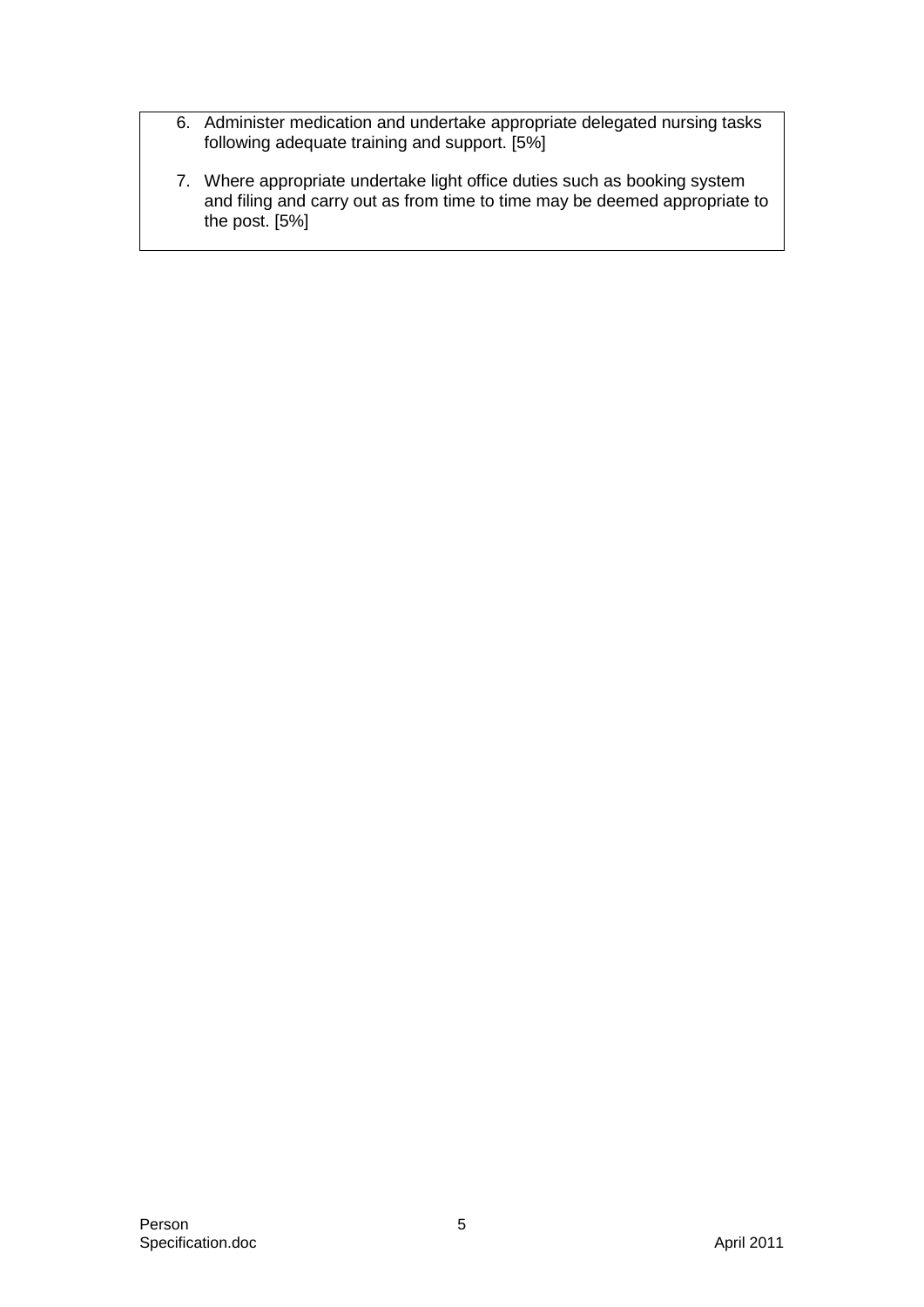6. Administer medication and undertake appropriate delegated nursing tasks following adequate training and support. [5%]

7. Where appropriate undertake light office duties such as booking system and filing and carry out as from time to time may be deemed appropriate to the post. [5%]